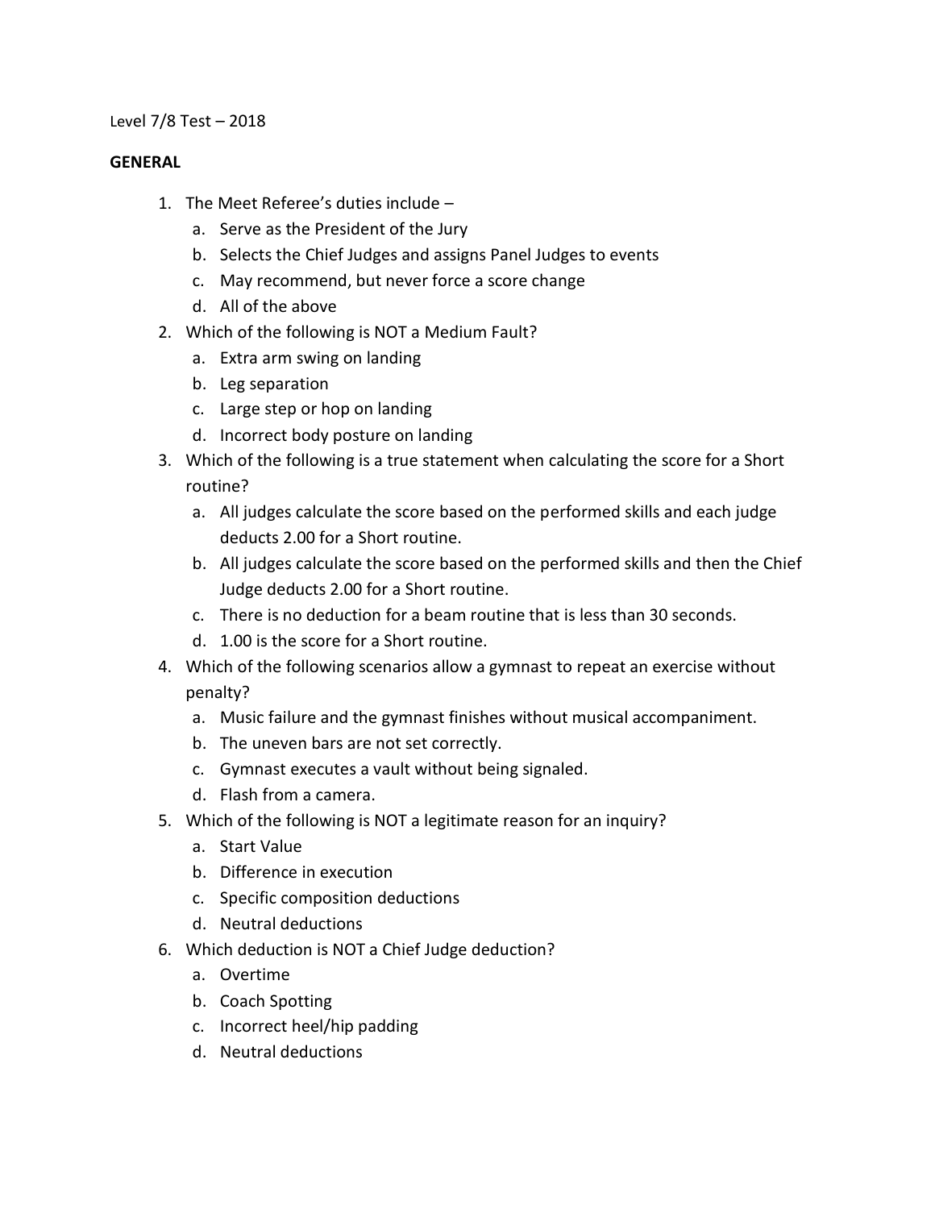Level 7/8 Test – 2018

**GENERAL**

1. The Meet Referee's duties include –
   a. Serve as the President of the Jury
   b. Selects the Chief Judges and assigns Panel Judges to events
   c. May recommend, but never force a score change
   d. All of the above
2. Which of the following is NOT a Medium Fault?
   a. Extra arm swing on landing
   b. Leg separation
   c. Large step or hop on landing
   d. Incorrect body posture on landing
3. Which of the following is a true statement when calculating the score for a Short routine?
   a. All judges calculate the score based on the performed skills and each judge deducts 2.00 for a Short routine.
   b. All judges calculate the score based on the performed skills and then the Chief Judge deducts 2.00 for a Short routine.
   c. There is no deduction for a beam routine that is less than 30 seconds.
   d. 1.00 is the score for a Short routine.
4. Which of the following scenarios allow a gymnast to repeat an exercise without penalty?
   a. Music failure and the gymnast finishes without musical accompaniment.
   b. The uneven bars are not set correctly.
   c. Gymnast executes a vault without being signaled.
   d. Flash from a camera.
5. Which of the following is NOT a legitimate reason for an inquiry?
   a. Start Value
   b. Difference in execution
   c. Specific composition deductions
   d. Neutral deductions
6. Which deduction is NOT a Chief Judge deduction?
   a. Overtime
   b. Coach Spotting
   c. Incorrect heel/hip padding
   d. Neutral deductions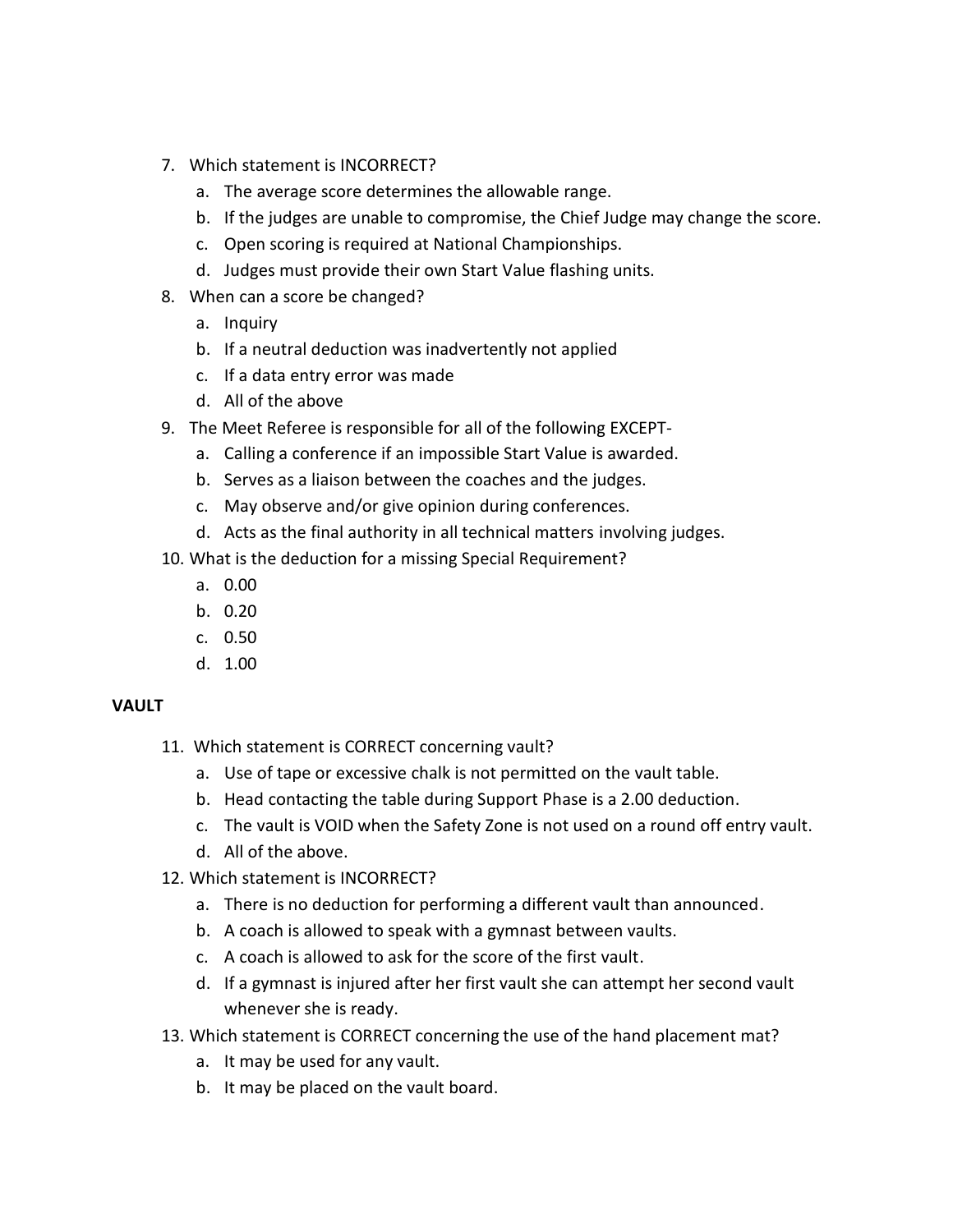7. Which statement is INCORRECT?
    a. The average score determines the allowable range.
    b. If the judges are unable to compromise, the Chief Judge may change the score.
    c. Open scoring is required at National Championships.
    d. Judges must provide their own Start Value flashing units.
8. When can a score be changed?
    a. Inquiry
    b. If a neutral deduction was inadvertently not applied
    c. If a data entry error was made
    d. All of the above
9. The Meet Referee is responsible for all of the following EXCEPT-
    a. Calling a conference if an impossible Start Value is awarded.
    b. Serves as a liaison between the coaches and the judges.
    c. May observe and/or give opinion during conferences.
    d. Acts as the final authority in all technical matters involving judges.
10. What is the deduction for a missing Special Requirement?
    a. 0.00
    b. 0.20
    c. 0.50
    d. 1.00

**VAULT**

11. Which statement is CORRECT concerning vault?
    a. Use of tape or excessive chalk is not permitted on the vault table.
    b. Head contacting the table during Support Phase is a 2.00 deduction.
    c. The vault is VOID when the Safety Zone is not used on a round off entry vault.
    d. All of the above.
12. Which statement is INCORRECT?
    a. There is no deduction for performing a different vault than announced.
    b. A coach is allowed to speak with a gymnast between vaults.
    c. A coach is allowed to ask for the score of the first vault.
    d. If a gymnast is injured after her first vault she can attempt her second vault whenever she is ready.
13. Which statement is CORRECT concerning the use of the hand placement mat?
    a. It may be used for any vault.
    b. It may be placed on the vault board.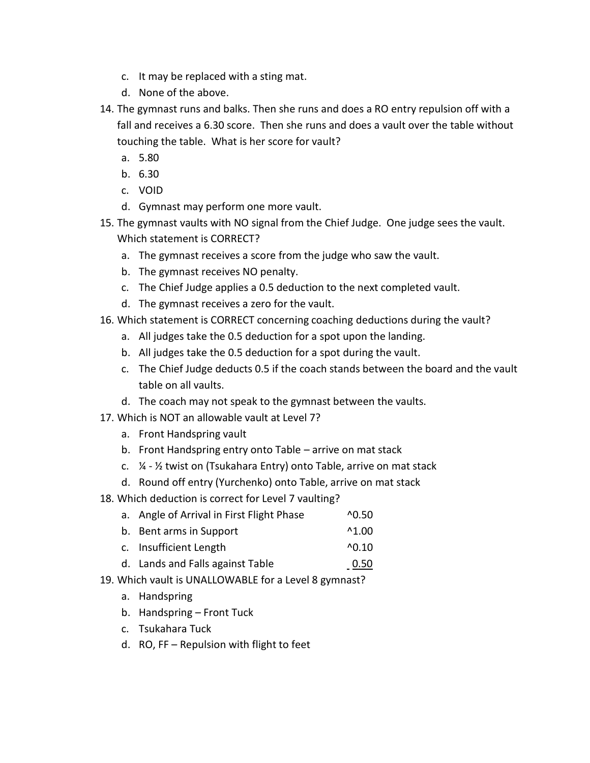c. It may be replaced with a sting mat.
d. None of the above.

14. The gymnast runs and balks. Then she runs and does a RO entry repulsion off with a fall and receives a 6.30 score. Then she runs and does a vault over the table without touching the table. What is her score for vault?
    a. 5.80
    b. 6.30
    c. VOID
    d. Gymnast may perform one more vault.
15. The gymnast vaults with NO signal from the Chief Judge. One judge sees the vault. Which statement is CORRECT?
    a. The gymnast receives a score from the judge who saw the vault.
    b. The gymnast receives NO penalty.
    c. The Chief Judge applies a 0.5 deduction to the next completed vault.
    d. The gymnast receives a zero for the vault.
16. Which statement is CORRECT concerning coaching deductions during the vault?
    a. All judges take the 0.5 deduction for a spot upon the landing.
    b. All judges take the 0.5 deduction for a spot during the vault.
    c. The Chief Judge deducts 0.5 if the coach stands between the board and the vault table on all vaults.
    d. The coach may not speak to the gymnast between the vaults.
17. Which is NOT an allowable vault at Level 7?
    a. Front Handspring vault
    b. Front Handspring entry onto Table – arrive on mat stack
    c. ¼ - ½ twist on (Tsukahara Entry) onto Table, arrive on mat stack
    d. Round off entry (Yurchenko) onto Table, arrive on mat stack
18. Which deduction is correct for Level 7 vaulting?
    a. Angle of Arrival in First Flight Phase ^0.50
    b. Bent arms in Support ^1.00
    c. Insufficient Length ^0.10
    d. Lands and Falls against Table 0.50
19. Which vault is UNALLOWABLE for a Level 8 gymnast?
    a. Handspring
    b. Handspring – Front Tuck
    c. Tsukahara Tuck
    d. RO, FF – Repulsion with flight to feet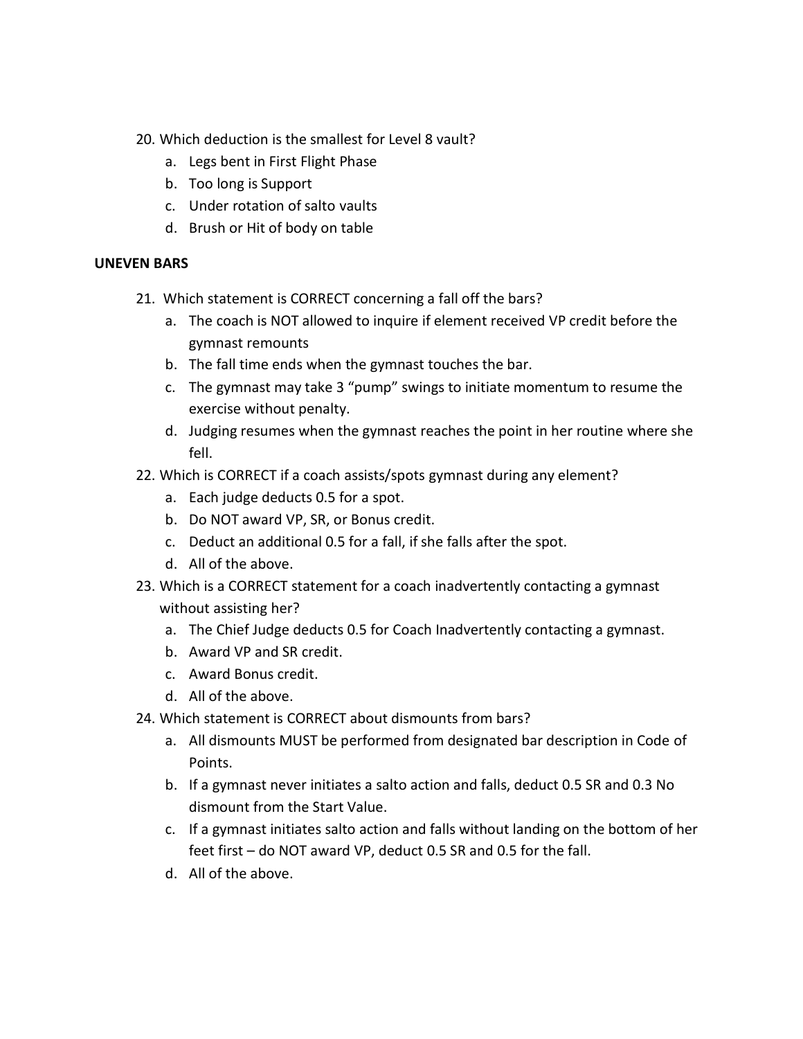20. Which deduction is the smallest for Level 8 vault?
    a. Legs bent in First Flight Phase
    b. Too long is Support
    c. Under rotation of salto vaults
    d. Brush or Hit of body on table

**UNEVEN BARS**

21. Which statement is CORRECT concerning a fall off the bars?
    a. The coach is NOT allowed to inquire if element received VP credit before the gymnast remounts
    b. The fall time ends when the gymnast touches the bar.
    c. The gymnast may take 3 "pump" swings to initiate momentum to resume the exercise without penalty.
    d. Judging resumes when the gymnast reaches the point in her routine where she fell.
22. Which is CORRECT if a coach assists/spots gymnast during any element?
    a. Each judge deducts 0.5 for a spot.
    b. Do NOT award VP, SR, or Bonus credit.
    c. Deduct an additional 0.5 for a fall, if she falls after the spot.
    d. All of the above.
23. Which is a CORRECT statement for a coach inadvertently contacting a gymnast without assisting her?
    a. The Chief Judge deducts 0.5 for Coach Inadvertently contacting a gymnast.
    b. Award VP and SR credit.
    c. Award Bonus credit.
    d. All of the above.
24. Which statement is CORRECT about dismounts from bars?
    a. All dismounts MUST be performed from designated bar description in Code of Points.
    b. If a gymnast never initiates a salto action and falls, deduct 0.5 SR and 0.3 No dismount from the Start Value.
    c. If a gymnast initiates salto action and falls without landing on the bottom of her feet first – do NOT award VP, deduct 0.5 SR and 0.5 for the fall.
    d. All of the above.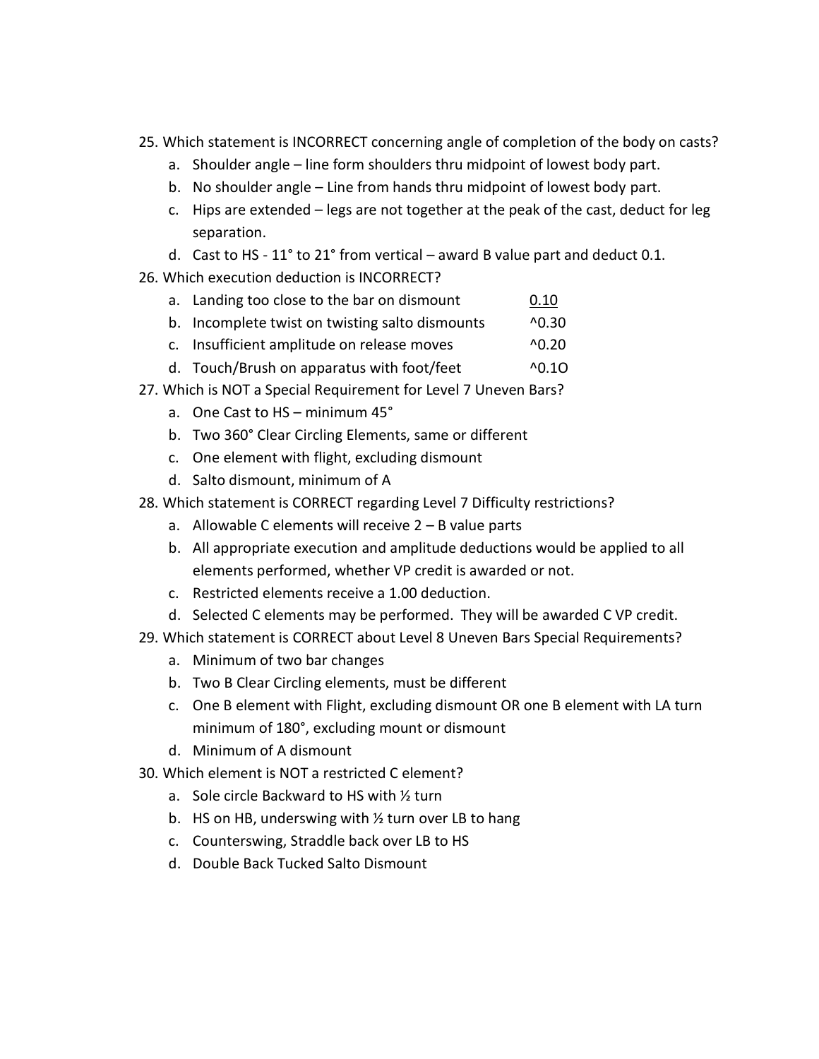25. Which statement is INCORRECT concerning angle of completion of the body on casts?
    a. Shoulder angle – line form shoulders thru midpoint of lowest body part.
    b. No shoulder angle – Line from hands thru midpoint of lowest body part.
    c. Hips are extended – legs are not together at the peak of the cast, deduct for leg separation.
    d. Cast to HS - 11° to 21° from vertical – award B value part and deduct 0.1.
26. Which execution deduction is INCORRECT?
    a. Landing too close to the bar on dismount 0.10
    b. Incomplete twist on twisting salto dismounts ^0.30
    c. Insufficient amplitude on release moves ^0.20
    d. Touch/Brush on apparatus with foot/feet ^0.1O
27. Which is NOT a Special Requirement for Level 7 Uneven Bars?
    a. One Cast to HS – minimum 45°
    b. Two 360° Clear Circling Elements, same or different
    c. One element with flight, excluding dismount
    d. Salto dismount, minimum of A
28. Which statement is CORRECT regarding Level 7 Difficulty restrictions?
    a. Allowable C elements will receive 2 – B value parts
    b. All appropriate execution and amplitude deductions would be applied to all elements performed, whether VP credit is awarded or not.
    c. Restricted elements receive a 1.00 deduction.
    d. Selected C elements may be performed. They will be awarded C VP credit.
29. Which statement is CORRECT about Level 8 Uneven Bars Special Requirements?
    a. Minimum of two bar changes
    b. Two B Clear Circling elements, must be different
    c. One B element with Flight, excluding dismount OR one B element with LA turn minimum of 180°, excluding mount or dismount
    d. Minimum of A dismount
30. Which element is NOT a restricted C element?
    a. Sole circle Backward to HS with ½ turn
    b. HS on HB, underswing with ½ turn over LB to hang
    c. Counterswing, Straddle back over LB to HS
    d. Double Back Tucked Salto Dismount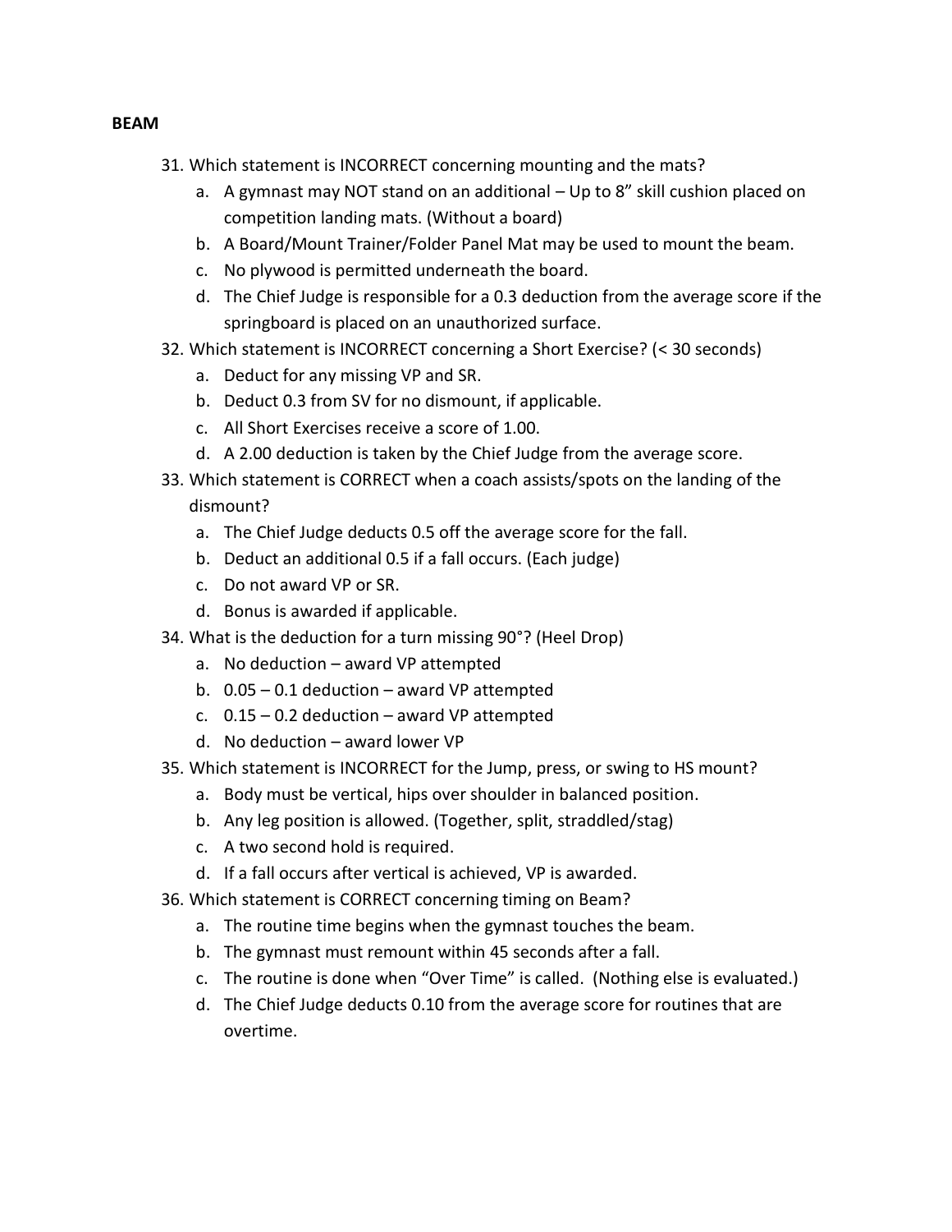**BEAM**

31. Which statement is INCORRECT concerning mounting and the mats?
    a. A gymnast may NOT stand on an additional – Up to 8” skill cushion placed on competition landing mats. (Without a board)
    b. A Board/Mount Trainer/Folder Panel Mat may be used to mount the beam.
    c. No plywood is permitted underneath the board.
    d. The Chief Judge is responsible for a 0.3 deduction from the average score if the springboard is placed on an unauthorized surface.
32. Which statement is INCORRECT concerning a Short Exercise? (< 30 seconds)
    a. Deduct for any missing VP and SR.
    b. Deduct 0.3 from SV for no dismount, if applicable.
    c. All Short Exercises receive a score of 1.00.
    d. A 2.00 deduction is taken by the Chief Judge from the average score.
33. Which statement is CORRECT when a coach assists/spots on the landing of the dismount?
    a. The Chief Judge deducts 0.5 off the average score for the fall.
    b. Deduct an additional 0.5 if a fall occurs. (Each judge)
    c. Do not award VP or SR.
    d. Bonus is awarded if applicable.
34. What is the deduction for a turn missing 90°? (Heel Drop)
    a. No deduction – award VP attempted
    b. 0.05 – 0.1 deduction – award VP attempted
    c. 0.15 – 0.2 deduction – award VP attempted
    d. No deduction – award lower VP
35. Which statement is INCORRECT for the Jump, press, or swing to HS mount?
    a. Body must be vertical, hips over shoulder in balanced position.
    b. Any leg position is allowed. (Together, split, straddled/stag)
    c. A two second hold is required.
    d. If a fall occurs after vertical is achieved, VP is awarded.
36. Which statement is CORRECT concerning timing on Beam?
    a. The routine time begins when the gymnast touches the beam.
    b. The gymnast must remount within 45 seconds after a fall.
    c. The routine is done when “Over Time” is called. (Nothing else is evaluated.)
    d. The Chief Judge deducts 0.10 from the average score for routines that are overtime.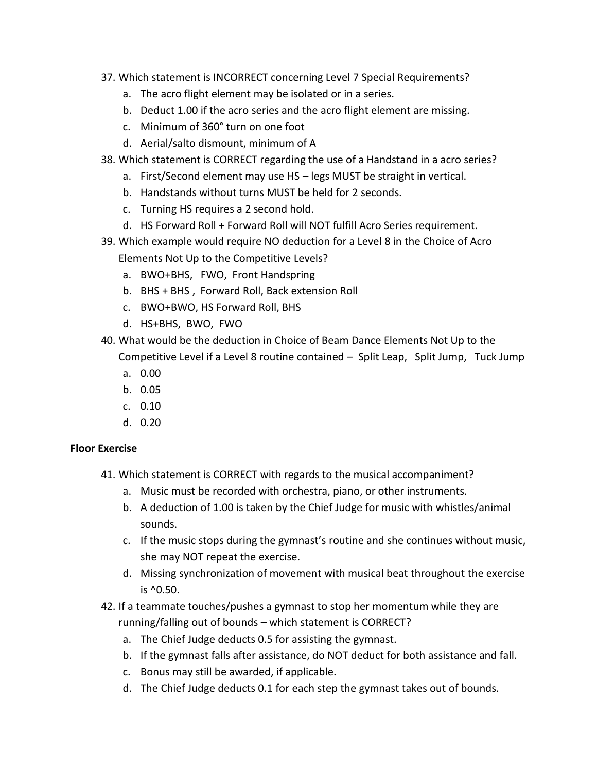37. Which statement is INCORRECT concerning Level 7 Special Requirements?
    a. The acro flight element may be isolated or in a series.
    b. Deduct 1.00 if the acro series and the acro flight element are missing.
    c. Minimum of 360° turn on one foot
    d. Aerial/salto dismount, minimum of A
38. Which statement is CORRECT regarding the use of a Handstand in a acro series?
    a. First/Second element may use HS – legs MUST be straight in vertical.
    b. Handstands without turns MUST be held for 2 seconds.
    c. Turning HS requires a 2 second hold.
    d. HS Forward Roll + Forward Roll will NOT fulfill Acro Series requirement.
39. Which example would require NO deduction for a Level 8 in the Choice of Acro Elements Not Up to the Competitive Levels?
    a. BWO+BHS, FWO, Front Handspring
    b. BHS + BHS , Forward Roll, Back extension Roll
    c. BWO+BWO, HS Forward Roll, BHS
    d. HS+BHS, BWO, FWO
40. What would be the deduction in Choice of Beam Dance Elements Not Up to the Competitive Level if a Level 8 routine contained – Split Leap, Split Jump, Tuck Jump
    a. 0.00
    b. 0.05
    c. 0.10
    d. 0.20

**Floor Exercise**

41. Which statement is CORRECT with regards to the musical accompaniment?
    a. Music must be recorded with orchestra, piano, or other instruments.
    b. A deduction of 1.00 is taken by the Chief Judge for music with whistles/animal sounds.
    c. If the music stops during the gymnast's routine and she continues without music, she may NOT repeat the exercise.
    d. Missing synchronization of movement with musical beat throughout the exercise is ^0.50.
42. If a teammate touches/pushes a gymnast to stop her momentum while they are running/falling out of bounds – which statement is CORRECT?
    a. The Chief Judge deducts 0.5 for assisting the gymnast.
    b. If the gymnast falls after assistance, do NOT deduct for both assistance and fall.
    c. Bonus may still be awarded, if applicable.
    d. The Chief Judge deducts 0.1 for each step the gymnast takes out of bounds.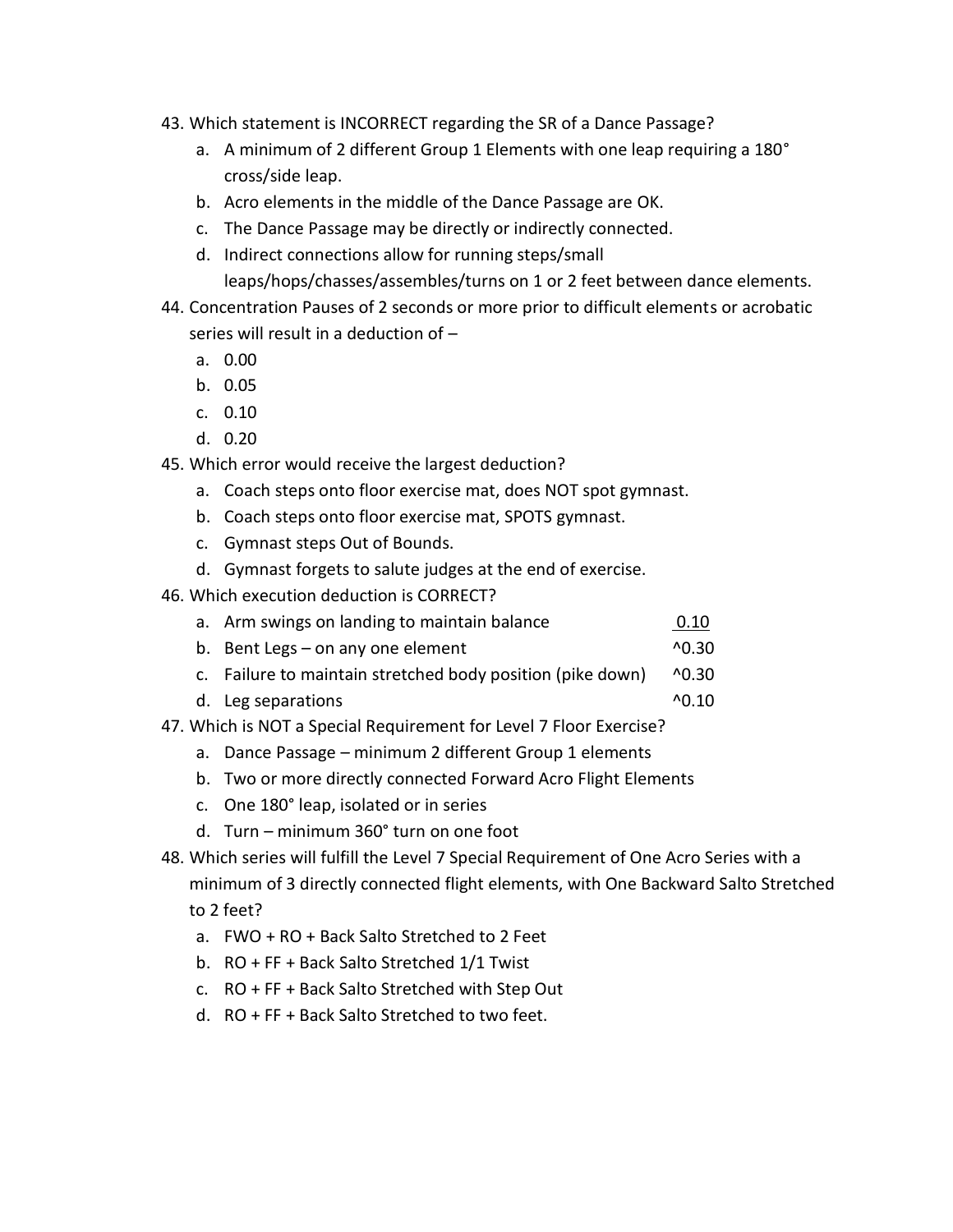43. Which statement is INCORRECT regarding the SR of a Dance Passage?
    a. A minimum of 2 different Group 1 Elements with one leap requiring a 180° cross/side leap.
    b. Acro elements in the middle of the Dance Passage are OK.
    c. The Dance Passage may be directly or indirectly connected.
    d. Indirect connections allow for running steps/small leaps/hops/chasses/assembles/turns on 1 or 2 feet between dance elements.
44. Concentration Pauses of 2 seconds or more prior to difficult elements or acrobatic series will result in a deduction of –
    a. 0.00
    b. 0.05
    c. 0.10
    d. 0.20
45. Which error would receive the largest deduction?
    a. Coach steps onto floor exercise mat, does NOT spot gymnast.
    b. Coach steps onto floor exercise mat, SPOTS gymnast.
    c. Gymnast steps Out of Bounds.
    d. Gymnast forgets to salute judges at the end of exercise.
46. Which execution deduction is CORRECT?

| | |
|---|---|
| a. Arm swings on landing to maintain balance | <u>0.10</u> |
| b. Bent Legs – on any one element | ^0.30 |
| c. Failure to maintain stretched body position (pike down) | ^0.30 |
| d. Leg separations | ^0.10 |

47. Which is NOT a Special Requirement for Level 7 Floor Exercise?
    a. Dance Passage – minimum 2 different Group 1 elements
    b. Two or more directly connected Forward Acro Flight Elements
    c. One 180° leap, isolated or in series
    d. Turn – minimum 360° turn on one foot
48. Which series will fulfill the Level 7 Special Requirement of One Acro Series with a minimum of 3 directly connected flight elements, with One Backward Salto Stretched to 2 feet?
    a. FWO + RO + Back Salto Stretched to 2 Feet
    b. RO + FF + Back Salto Stretched 1/1 Twist
    c. RO + FF + Back Salto Stretched with Step Out
    d. RO + FF + Back Salto Stretched to two feet.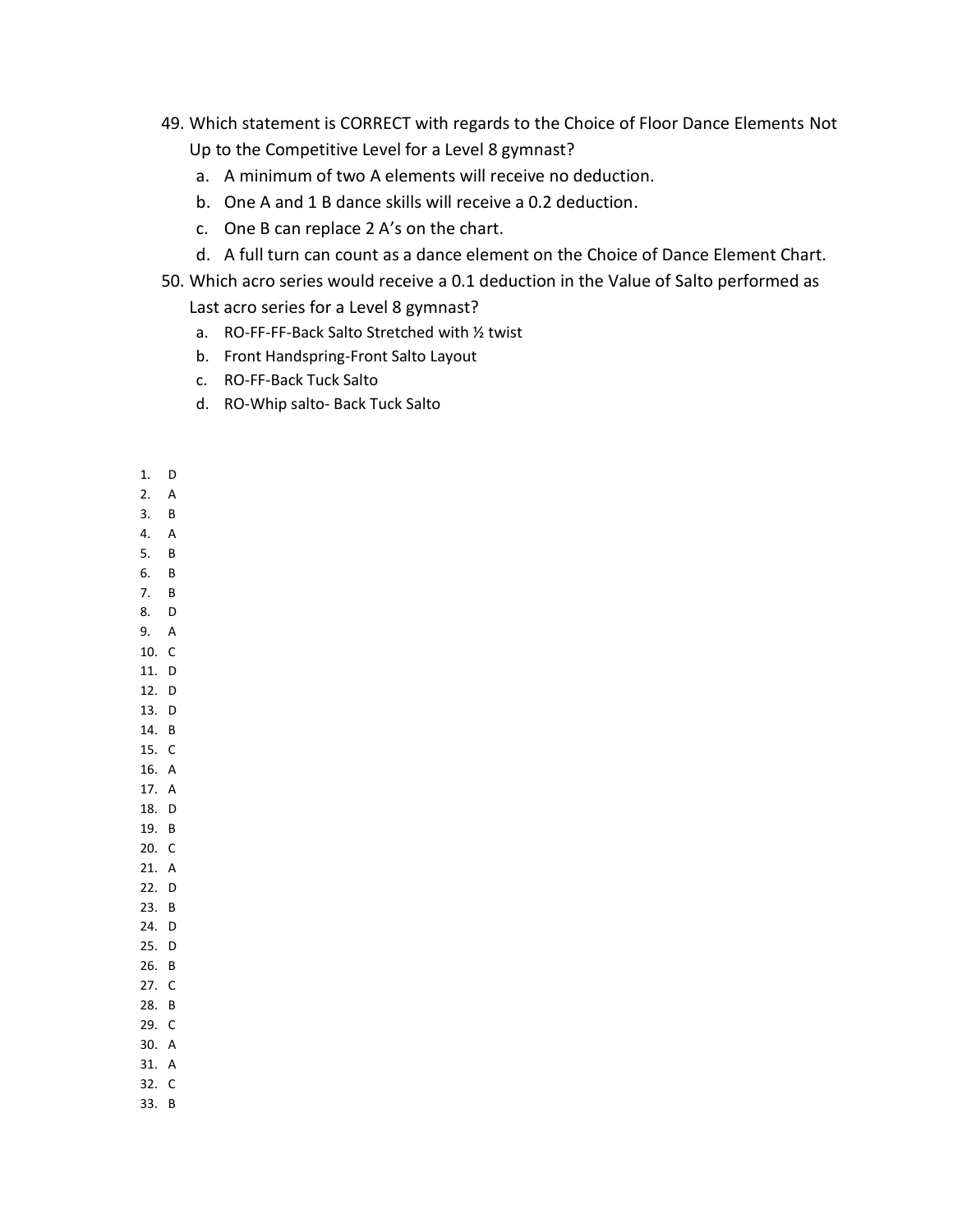49. Which statement is CORRECT with regards to the Choice of Floor Dance Elements Not Up to the Competitive Level for a Level 8 gymnast?
    a. A minimum of two A elements will receive no deduction.
    b. One A and 1 B dance skills will receive a 0.2 deduction.
    c. One B can replace 2 A's on the chart.
    d. A full turn can count as a dance element on the Choice of Dance Element Chart.
50. Which acro series would receive a 0.1 deduction in the Value of Salto performed as Last acro series for a Level 8 gymnast?
    a. RO-FF-FF-Back Salto Stretched with ½ twist
    b. Front Handspring-Front Salto Layout
    c. RO-FF-Back Tuck Salto
    d. RO-Whip salto- Back Tuck Salto

1. D
2. A
3. B
4. A
5. B
6. B
7. B
8. D
9. A
10. C
11. D
12. D
13. D
14. B
15. C
16. A
17. A
18. D
19. B
20. C
21. A
22. D
23. B
24. D
25. D
26. B
27. C
28. B
29. C
30. A
31. A
32. C
33. B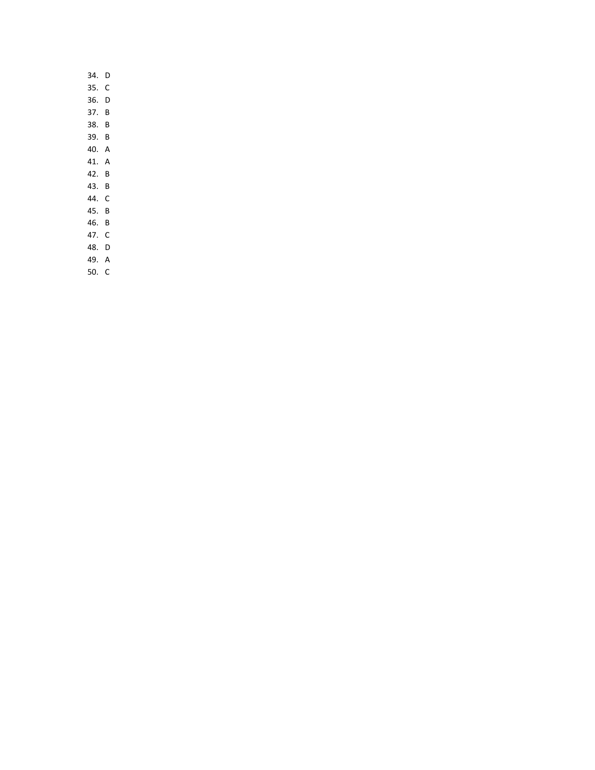34. D
35. C
36. D
37. B
38. B
39. B
40. A
41. A
42. B
43. B
44. C
45. B
46. B
47. C
48. D
49. A
50. C